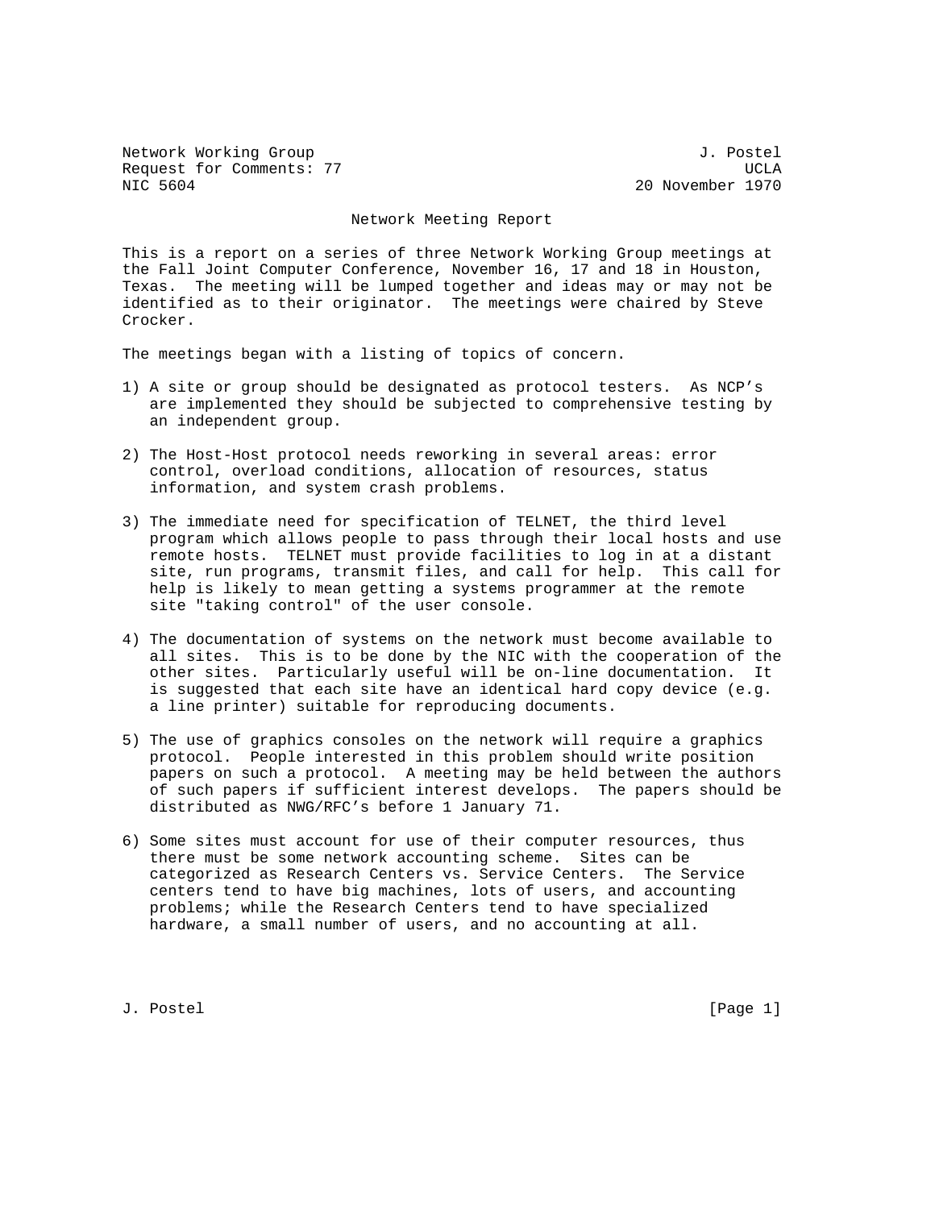Network Working Group J. Postel
Request for Comments: 77 UCLA
NIC 5604 20 November 1970

# Network Meeting Report

This is a report on a series of three Network Working Group meetings at the Fall Joint Computer Conference, November 16, 17 and 18 in Houston, Texas. The meeting will be lumped together and ideas may or may not be identified as to their originator. The meetings were chaired by Steve Crocker.

The meetings began with a listing of topics of concern.

1) A site or group should be designated as protocol testers. As NCP's are implemented they should be subjected to comprehensive testing by an independent group.

2) The Host-Host protocol needs reworking in several areas: error control, overload conditions, allocation of resources, status information, and system crash problems.

3) The immediate need for specification of TELNET, the third level program which allows people to pass through their local hosts and use remote hosts. TELNET must provide facilities to log in at a distant site, run programs, transmit files, and call for help. This call for help is likely to mean getting a systems programmer at the remote site "taking control" of the user console.

4) The documentation of systems on the network must become available to all sites. This is to be done by the NIC with the cooperation of the other sites. Particularly useful will be on-line documentation. It is suggested that each site have an identical hard copy device (e.g. a line printer) suitable for reproducing documents.

5) The use of graphics consoles on the network will require a graphics protocol. People interested in this problem should write position papers on such a protocol. A meeting may be held between the authors of such papers if sufficient interest develops. The papers should be distributed as NWG/RFC's before 1 January 71.

6) Some sites must account for use of their computer resources, thus there must be some network accounting scheme. Sites can be categorized as Research Centers vs. Service Centers. The Service centers tend to have big machines, lots of users, and accounting problems; while the Research Centers tend to have specialized hardware, a small number of users, and no accounting at all.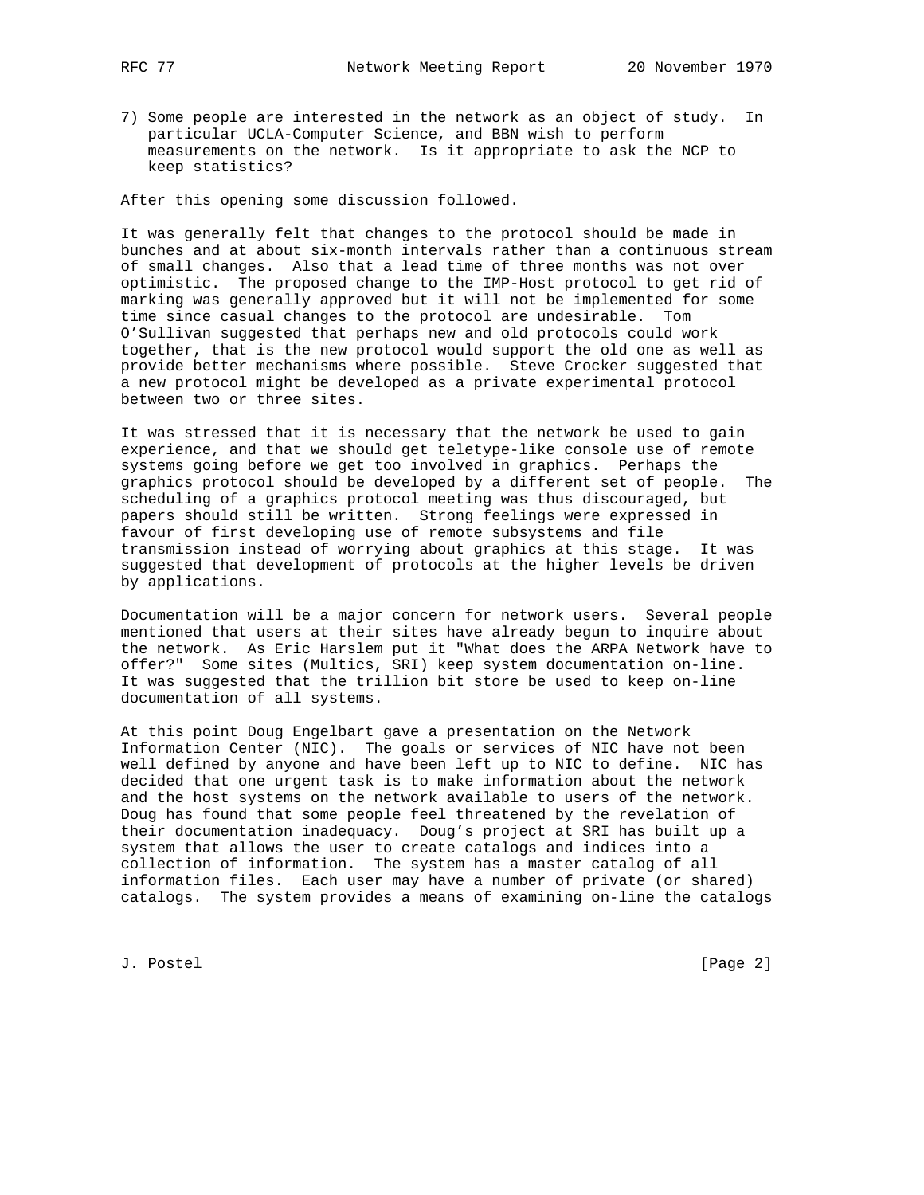7) Some people are interested in the network as an object of study. In particular UCLA-Computer Science, and BBN wish to perform measurements on the network. Is it appropriate to ask the NCP to keep statistics?

After this opening some discussion followed.

It was generally felt that changes to the protocol should be made in bunches and at about six-month intervals rather than a continuous stream of small changes. Also that a lead time of three months was not over optimistic. The proposed change to the IMP-Host protocol to get rid of marking was generally approved but it will not be implemented for some time since casual changes to the protocol are undesirable. Tom O'Sullivan suggested that perhaps new and old protocols could work together, that is the new protocol would support the old one as well as provide better mechanisms where possible. Steve Crocker suggested that a new protocol might be developed as a private experimental protocol between two or three sites.

It was stressed that it is necessary that the network be used to gain experience, and that we should get teletype-like console use of remote systems going before we get too involved in graphics. Perhaps the graphics protocol should be developed by a different set of people. The scheduling of a graphics protocol meeting was thus discouraged, but papers should still be written. Strong feelings were expressed in favour of first developing use of remote subsystems and file transmission instead of worrying about graphics at this stage. It was suggested that development of protocols at the higher levels be driven by applications.

Documentation will be a major concern for network users. Several people mentioned that users at their sites have already begun to inquire about the network. As Eric Harslem put it "What does the ARPA Network have to offer?" Some sites (Multics, SRI) keep system documentation on-line. It was suggested that the trillion bit store be used to keep on-line documentation of all systems.

At this point Doug Engelbart gave a presentation on the Network Information Center (NIC). The goals or services of NIC have not been well defined by anyone and have been left up to NIC to define. NIC has decided that one urgent task is to make information about the network and the host systems on the network available to users of the network. Doug has found that some people feel threatened by the revelation of their documentation inadequacy. Doug's project at SRI has built up a system that allows the user to create catalogs and indices into a collection of information. The system has a master catalog of all information files. Each user may have a number of private (or shared) catalogs. The system provides a means of examining on-line the catalogs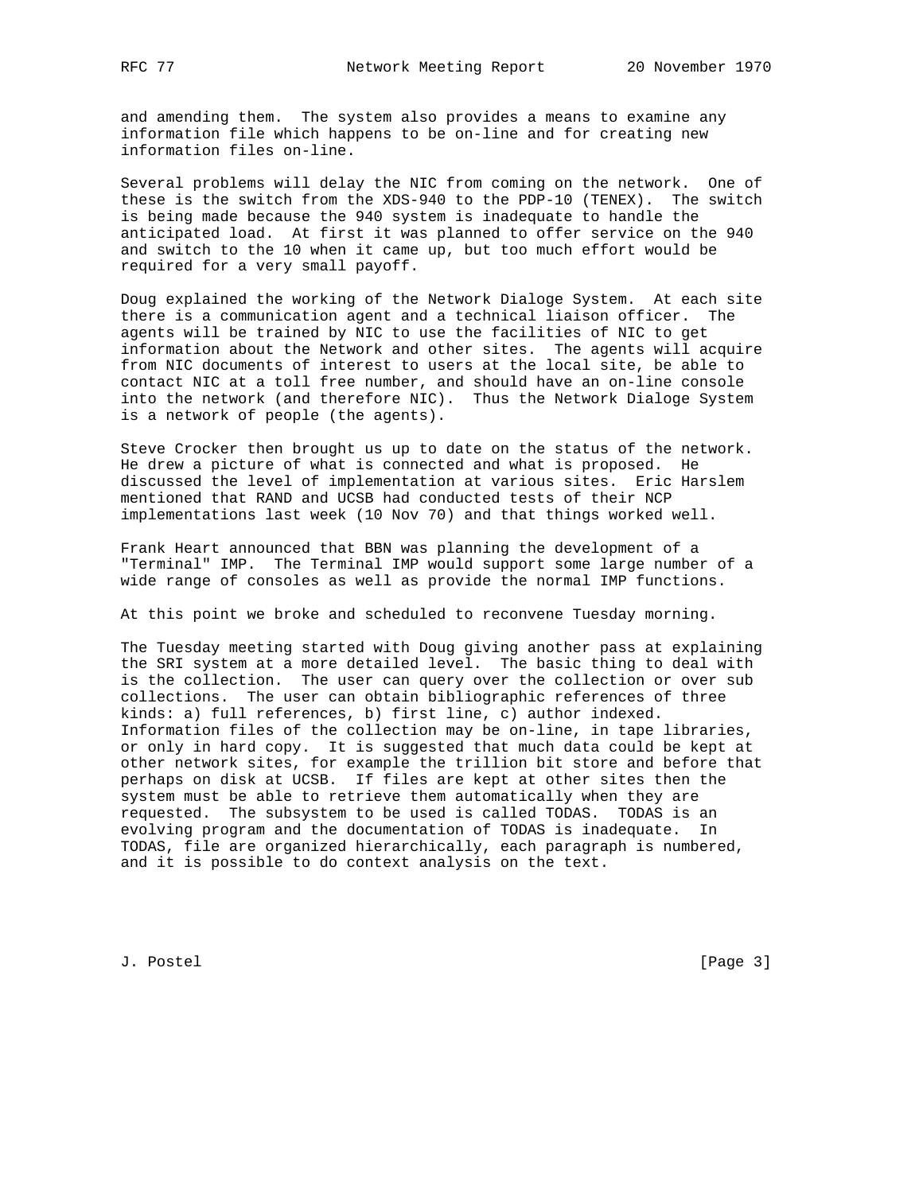and amending them. The system also provides a means to examine any information file which happens to be on-line and for creating new information files on-line.

Several problems will delay the NIC from coming on the network. One of these is the switch from the XDS-940 to the PDP-10 (TENEX). The switch is being made because the 940 system is inadequate to handle the anticipated load. At first it was planned to offer service on the 940 and switch to the 10 when it came up, but too much effort would be required for a very small payoff.

Doug explained the working of the Network Dialoge System. At each site there is a communication agent and a technical liaison officer. The agents will be trained by NIC to use the facilities of NIC to get information about the Network and other sites. The agents will acquire from NIC documents of interest to users at the local site, be able to contact NIC at a toll free number, and should have an on-line console into the network (and therefore NIC). Thus the Network Dialoge System is a network of people (the agents).

Steve Crocker then brought us up to date on the status of the network. He drew a picture of what is connected and what is proposed. He discussed the level of implementation at various sites. Eric Harslem mentioned that RAND and UCSB had conducted tests of their NCP implementations last week (10 Nov 70) and that things worked well.

Frank Heart announced that BBN was planning the development of a "Terminal" IMP. The Terminal IMP would support some large number of a wide range of consoles as well as provide the normal IMP functions.

At this point we broke and scheduled to reconvene Tuesday morning.

The Tuesday meeting started with Doug giving another pass at explaining the SRI system at a more detailed level. The basic thing to deal with is the collection. The user can query over the collection or over sub collections. The user can obtain bibliographic references of three kinds: a) full references, b) first line, c) author indexed. Information files of the collection may be on-line, in tape libraries, or only in hard copy. It is suggested that much data could be kept at other network sites, for example the trillion bit store and before that perhaps on disk at UCSB. If files are kept at other sites then the system must be able to retrieve them automatically when they are requested. The subsystem to be used is called TODAS. TODAS is an evolving program and the documentation of TODAS is inadequate. In TODAS, file are organized hierarchically, each paragraph is numbered, and it is possible to do context analysis on the text.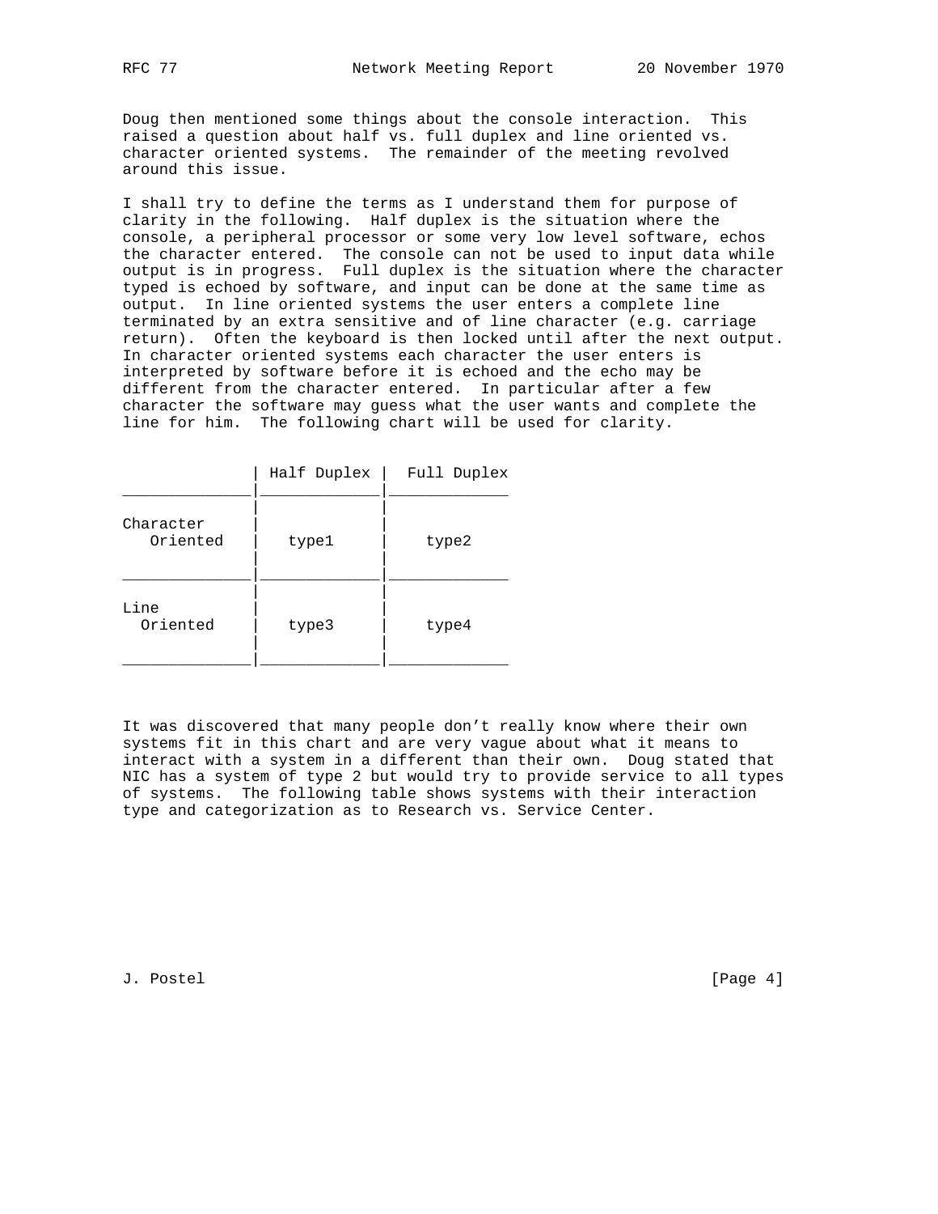Doug then mentioned some things about the console interaction. This raised a question about half vs. full duplex and line oriented vs. character oriented systems. The remainder of the meeting revolved around this issue.

I shall try to define the terms as I understand them for purpose of clarity in the following. Half duplex is the situation where the console, a peripheral processor or some very low level software, echos the character entered. The console can not be used to input data while output is in progress. Full duplex is the situation where the character typed is echoed by software, and input can be done at the same time as output. In line oriented systems the user enters a complete line terminated by an extra sensitive and of line character (e.g. carriage return). Often the keyboard is then locked until after the next output. In character oriented systems each character the user enters is interpreted by software before it is echoed and the echo may be different from the character entered. In particular after a few character the software may guess what the user wants and complete the line for him. The following chart will be used for clarity.

| | Half Duplex | Full Duplex |
|---|---|---|
| Character Oriented | type1 | type2 |
| Line Oriented | type3 | type4 |

It was discovered that many people don't really know where their own systems fit in this chart and are very vague about what it means to interact with a system in a different than their own. Doug stated that NIC has a system of type 2 but would try to provide service to all types of systems. The following table shows systems with their interaction type and categorization as to Research vs. Service Center.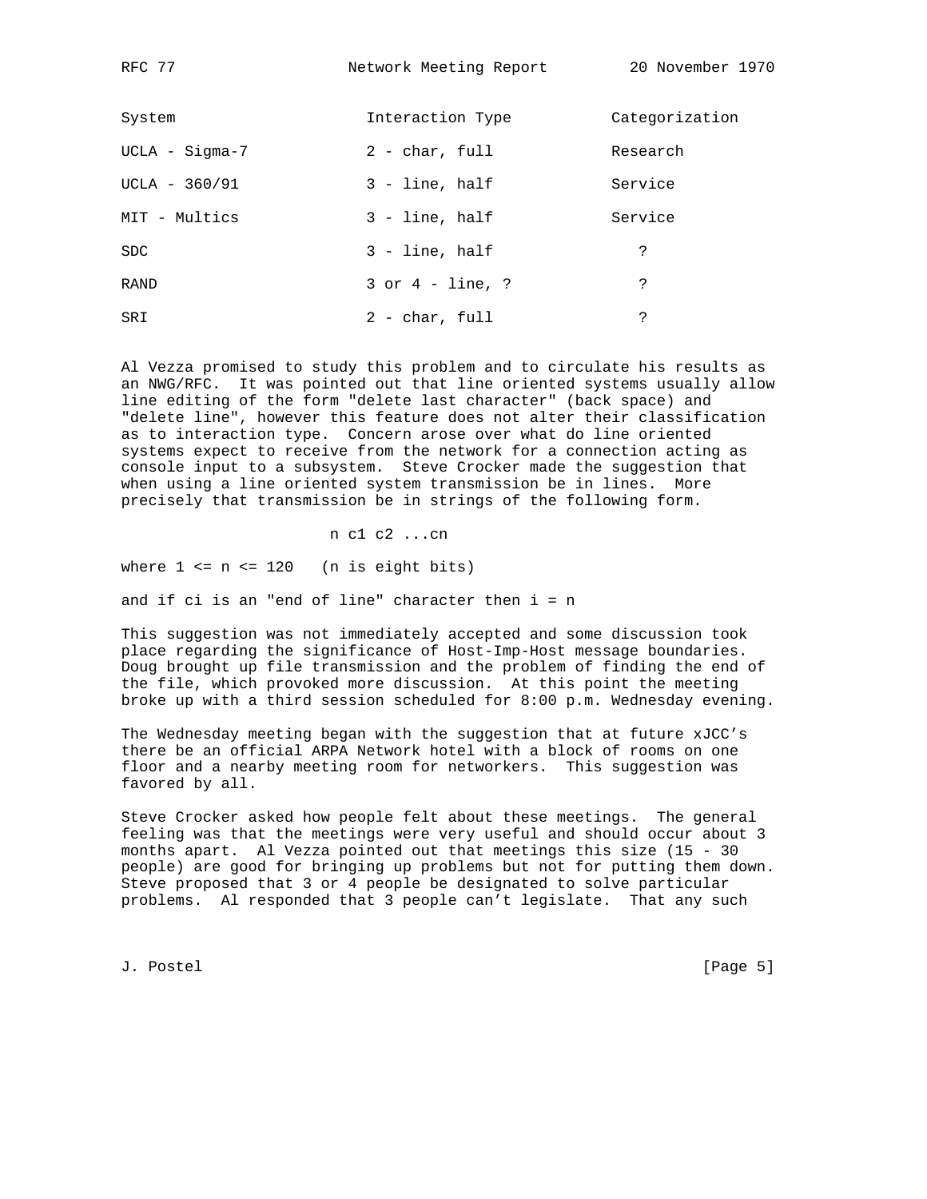| System | Interaction Type | Categorization |
|---|---|---|
| UCLA - Sigma-7 | 2 - char, full | Research |
| UCLA - 360/91 | 3 - line, half | Service |
| MIT - Multics | 3 - line, half | Service |
| SDC | 3 - line, half | ? |
| RAND | 3 or 4 - line, ? | ? |
| SRI | 2 - char, full | ? |

Al Vezza promised to study this problem and to circulate his results as an NWG/RFC. It was pointed out that line oriented systems usually allow line editing of the form "delete last character" (back space) and "delete line", however this feature does not alter their classification as to interaction type. Concern arose over what do line oriented systems expect to receive from the network for a connection acting as console input to a subsystem. Steve Crocker made the suggestion that when using a line oriented system transmission be in lines. More precisely that transmission be in strings of the following form.

$$n \; c_1 \; c_2 \; \ldots c_n$$

where $1 \le n \le 120$ (n is eight bits)

and if $c_i$ is an "end of line" character then $i = n$

This suggestion was not immediately accepted and some discussion took place regarding the significance of Host-Imp-Host message boundaries. Doug brought up file transmission and the problem of finding the end of the file, which provoked more discussion. At this point the meeting broke up with a third session scheduled for 8:00 p.m. Wednesday evening.

The Wednesday meeting began with the suggestion that at future xJCC's there be an official ARPA Network hotel with a block of rooms on one floor and a nearby meeting room for networkers. This suggestion was favored by all.

Steve Crocker asked how people felt about these meetings. The general feeling was that the meetings were very useful and should occur about 3 months apart. Al Vezza pointed out that meetings this size (15 - 30 people) are good for bringing up problems but not for putting them down. Steve proposed that 3 or 4 people be designated to solve particular problems. Al responded that 3 people can't legislate. That any such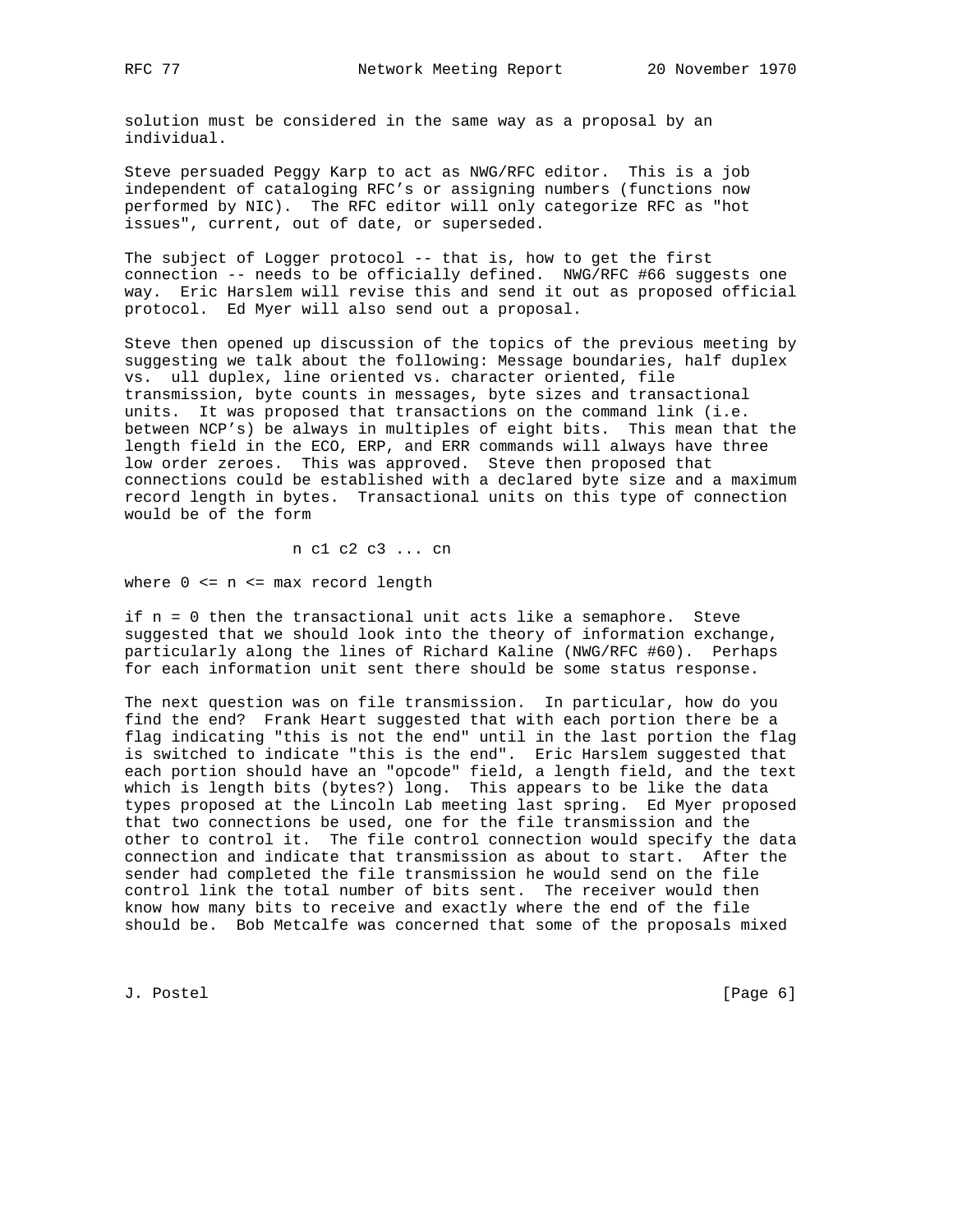solution must be considered in the same way as a proposal by an individual.

Steve persuaded Peggy Karp to act as NWG/RFC editor. This is a job independent of cataloging RFC's or assigning numbers (functions now performed by NIC). The RFC editor will only categorize RFC as "hot issues", current, out of date, or superseded.

The subject of Logger protocol -- that is, how to get the first connection -- needs to be officially defined. NWG/RFC #66 suggests one way. Eric Harslem will revise this and send it out as proposed official protocol. Ed Myer will also send out a proposal.

Steve then opened up discussion of the topics of the previous meeting by suggesting we talk about the following: Message boundaries, half duplex vs. ull duplex, line oriented vs. character oriented, file transmission, byte counts in messages, byte sizes and transactional units. It was proposed that transactions on the command link (i.e. between NCP's) be always in multiples of eight bits. This mean that the length field in the ECO, ERP, and ERR commands will always have three low order zeroes. This was approved. Steve then proposed that connections could be established with a declared byte size and a maximum record length in bytes. Transactional units on this type of connection would be of the form

```
                  n c1 c2 c3 ... cn
```

where 0 <= n <= max record length

if n = 0 then the transactional unit acts like a semaphore. Steve suggested that we should look into the theory of information exchange, particularly along the lines of Richard Kaline (NWG/RFC #60). Perhaps for each information unit sent there should be some status response.

The next question was on file transmission. In particular, how do you find the end? Frank Heart suggested that with each portion there be a flag indicating "this is not the end" until in the last portion the flag is switched to indicate "this is the end". Eric Harslem suggested that each portion should have an "opcode" field, a length field, and the text which is length bits (bytes?) long. This appears to be like the data types proposed at the Lincoln Lab meeting last spring. Ed Myer proposed that two connections be used, one for the file transmission and the other to control it. The file control connection would specify the data connection and indicate that transmission as about to start. After the sender had completed the file transmission he would send on the file control link the total number of bits sent. The receiver would then know how many bits to receive and exactly where the end of the file should be. Bob Metcalfe was concerned that some of the proposals mixed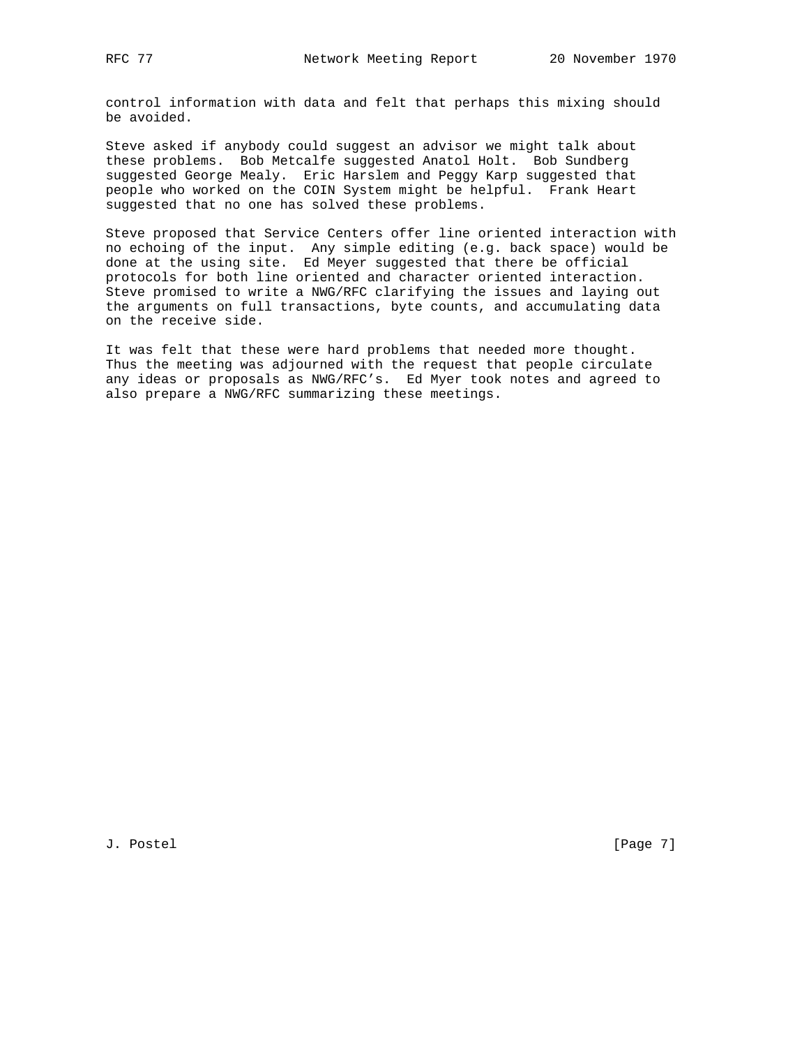control information with data and felt that perhaps this mixing should be avoided.

Steve asked if anybody could suggest an advisor we might talk about these problems. Bob Metcalfe suggested Anatol Holt. Bob Sundberg suggested George Mealy. Eric Harslem and Peggy Karp suggested that people who worked on the COIN System might be helpful. Frank Heart suggested that no one has solved these problems.

Steve proposed that Service Centers offer line oriented interaction with no echoing of the input. Any simple editing (e.g. back space) would be done at the using site. Ed Meyer suggested that there be official protocols for both line oriented and character oriented interaction. Steve promised to write a NWG/RFC clarifying the issues and laying out the arguments on full transactions, byte counts, and accumulating data on the receive side.

It was felt that these were hard problems that needed more thought. Thus the meeting was adjourned with the request that people circulate any ideas or proposals as NWG/RFC's. Ed Myer took notes and agreed to also prepare a NWG/RFC summarizing these meetings.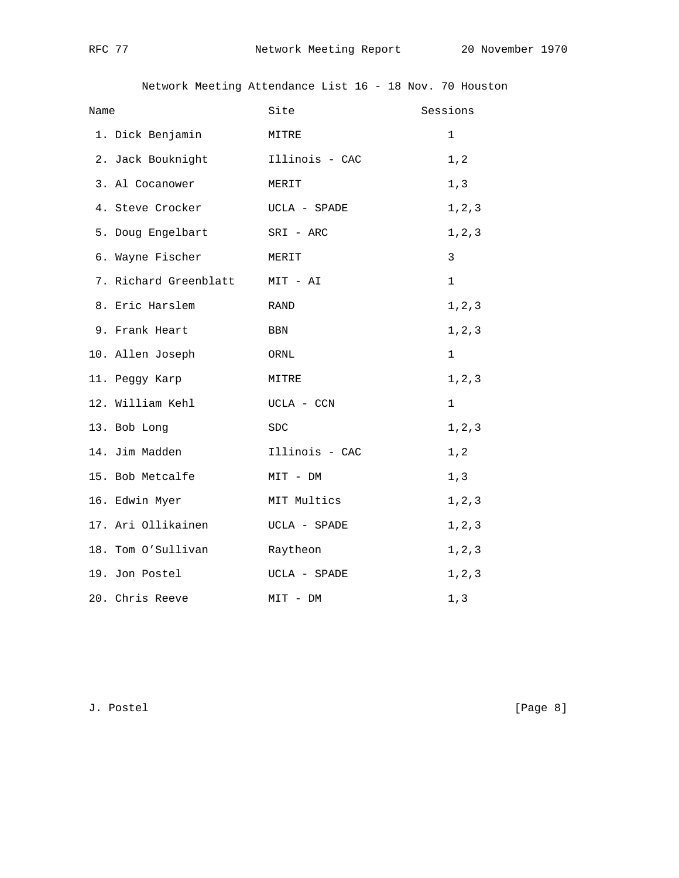Network Meeting Attendance List 16 - 18 Nov. 70 Houston

| Name | Site | Sessions |
| --- | --- | --- |
| 1. Dick Benjamin | MITRE | 1 |
| 2. Jack Bouknight | Illinois - CAC | 1,2 |
| 3. Al Cocanower | MERIT | 1,3 |
| 4. Steve Crocker | UCLA - SPADE | 1,2,3 |
| 5. Doug Engelbart | SRI - ARC | 1,2,3 |
| 6. Wayne Fischer | MERIT | 3 |
| 7. Richard Greenblatt | MIT - AI | 1 |
| 8. Eric Harslem | RAND | 1,2,3 |
| 9. Frank Heart | BBN | 1,2,3 |
| 10. Allen Joseph | ORNL | 1 |
| 11. Peggy Karp | MITRE | 1,2,3 |
| 12. William Kehl | UCLA - CCN | 1 |
| 13. Bob Long | SDC | 1,2,3 |
| 14. Jim Madden | Illinois - CAC | 1,2 |
| 15. Bob Metcalfe | MIT - DM | 1,3 |
| 16. Edwin Myer | MIT Multics | 1,2,3 |
| 17. Ari Ollikainen | UCLA - SPADE | 1,2,3 |
| 18. Tom O'Sullivan | Raytheon | 1,2,3 |
| 19. Jon Postel | UCLA - SPADE | 1,2,3 |
| 20. Chris Reeve | MIT - DM | 1,3 |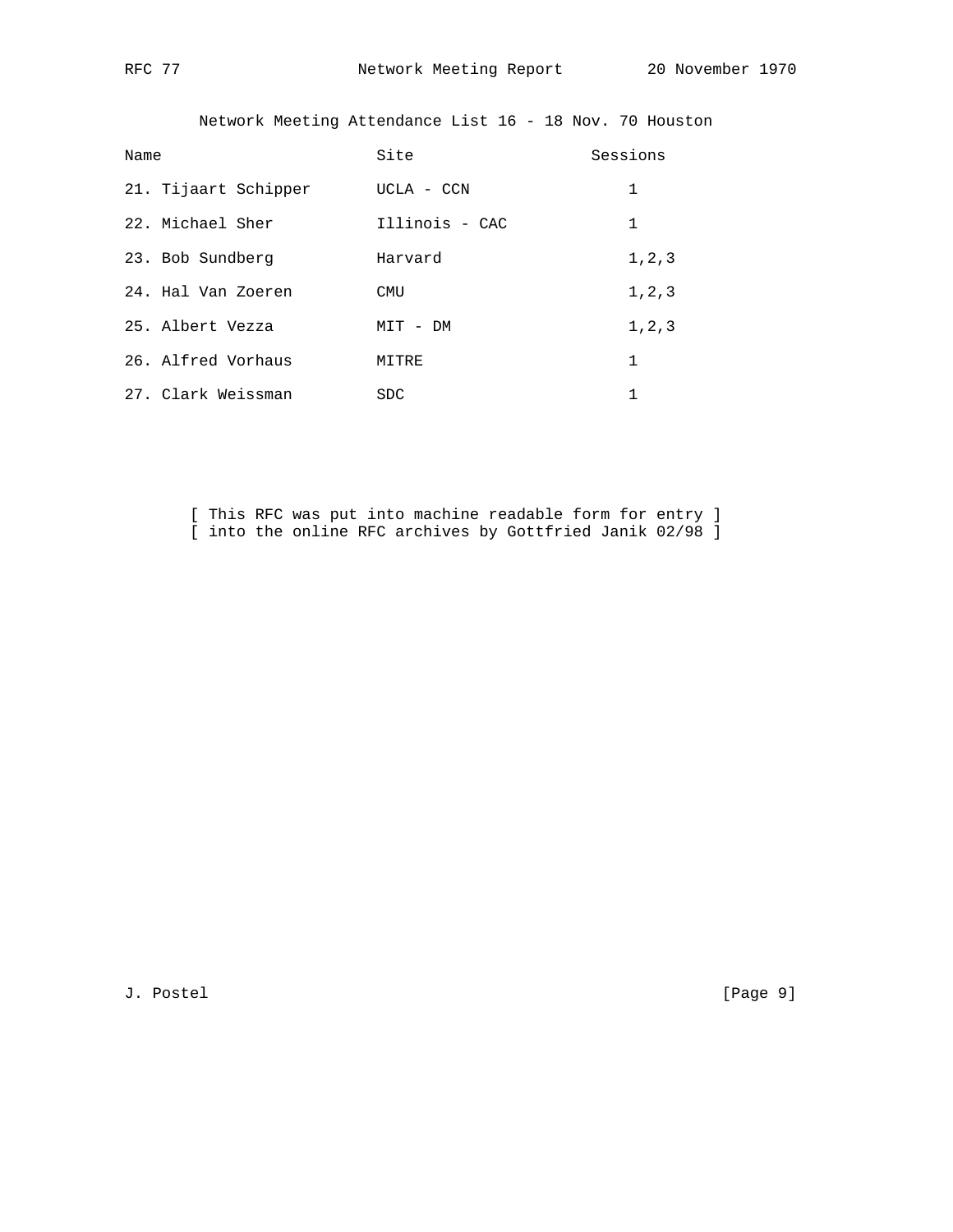Network Meeting Attendance List 16 - 18 Nov. 70 Houston

| Name | Site | Sessions |
|---|---|---|
| 21. Tijaart Schipper | UCLA - CCN | 1 |
| 22. Michael Sher | Illinois - CAC | 1 |
| 23. Bob Sundberg | Harvard | 1,2,3 |
| 24. Hal Van Zoeren | CMU | 1,2,3 |
| 25. Albert Vezza | MIT - DM | 1,2,3 |
| 26. Alfred Vorhaus | MITRE | 1 |
| 27. Clark Weissman | SDC | 1 |

[ This RFC was put into machine readable form for entry ]
[ into the online RFC archives by Gottfried Janik 02/98 ]